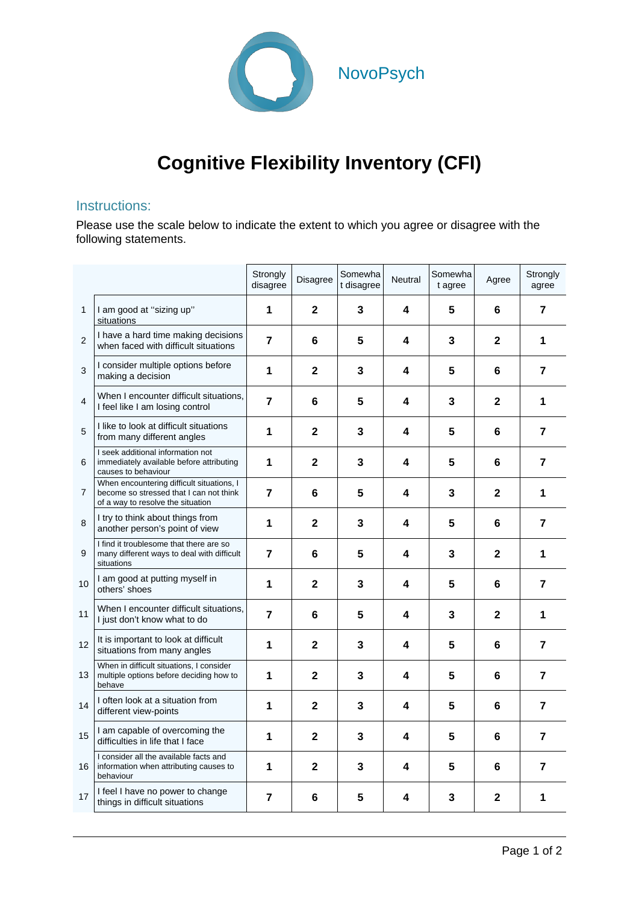NovoPsych

# Cognitive Flexibility Inventory (CFI)

## Instructions:

Please use the scale below to indicate the extent to which you agree or disagree with the following statements.

| | | Strongly disagree | Disagree | Somewhat disagree | Neutral | Somewhat agree | Agree | Strongly agree |
|---|---|---|---|---|---|---|---|---|
| 1 | I am good at "sizing up" situations | **1** | **2** | **3** | **4** | **5** | **6** | **7** |
| 2 | I have a hard time making decisions when faced with difficult situations | **7** | **6** | **5** | **4** | **3** | **2** | **1** |
| 3 | I consider multiple options before making a decision | **1** | **2** | **3** | **4** | **5** | **6** | **7** |
| 4 | When I encounter difficult situations, I feel like I am losing control | **7** | **6** | **5** | **4** | **3** | **2** | **1** |
| 5 | I like to look at difficult situations from many different angles | **1** | **2** | **3** | **4** | **5** | **6** | **7** |
| 6 | I seek additional information not immediately available before attributing causes to behaviour | **1** | **2** | **3** | **4** | **5** | **6** | **7** |
| 7 | When encountering difficult situations, I become so stressed that I can not think of a way to resolve the situation | **7** | **6** | **5** | **4** | **3** | **2** | **1** |
| 8 | I try to think about things from another person's point of view | **1** | **2** | **3** | **4** | **5** | **6** | **7** |
| 9 | I find it troublesome that there are so many different ways to deal with difficult situations | **7** | **6** | **5** | **4** | **3** | **2** | **1** |
| 10 | I am good at putting myself in others' shoes | **1** | **2** | **3** | **4** | **5** | **6** | **7** |
| 11 | When I encounter difficult situations, I just don't know what to do | **7** | **6** | **5** | **4** | **3** | **2** | **1** |
| 12 | It is important to look at difficult situations from many angles | **1** | **2** | **3** | **4** | **5** | **6** | **7** |
| 13 | When in difficult situations, I consider multiple options before deciding how to behave | **1** | **2** | **3** | **4** | **5** | **6** | **7** |
| 14 | I often look at a situation from different view-points | **1** | **2** | **3** | **4** | **5** | **6** | **7** |
| 15 | I am capable of overcoming the difficulties in life that I face | **1** | **2** | **3** | **4** | **5** | **6** | **7** |
| 16 | I consider all the available facts and information when attributing causes to behaviour | **1** | **2** | **3** | **4** | **5** | **6** | **7** |
| 17 | I feel I have no power to change things in difficult situations | **7** | **6** | **5** | **4** | **3** | **2** | **1** |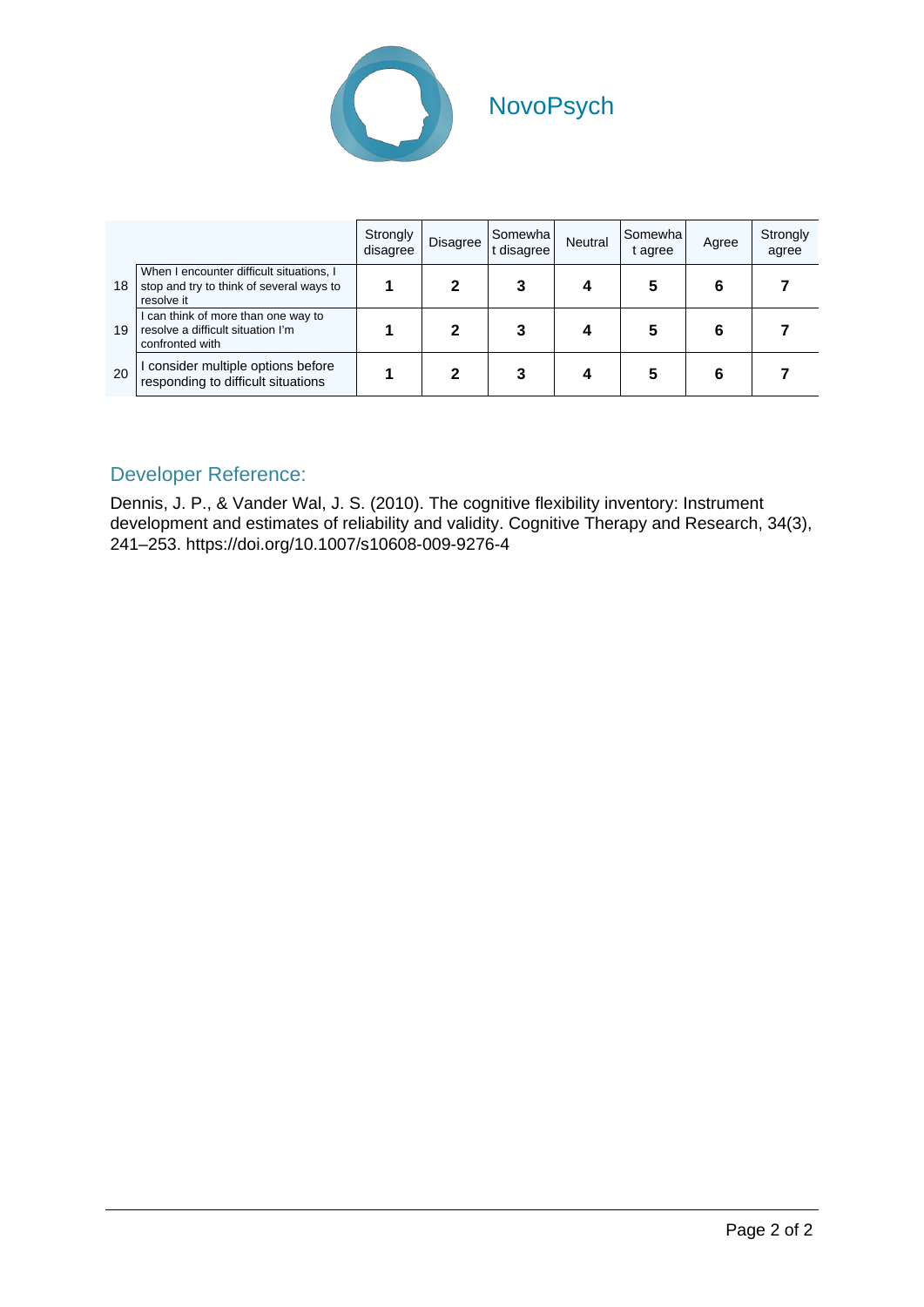NovoPsych

| | | Strongly disagree | Disagree | Somewhat disagree | Neutral | Somewhat agree | Agree | Strongly agree |
|---|---|---|---|---|---|---|---|---|
| 18 | When I encounter difficult situations, I stop and try to think of several ways to resolve it | **1** | **2** | **3** | **4** | **5** | **6** | **7** |
| 19 | I can think of more than one way to resolve a difficult situation I'm confronted with | **1** | **2** | **3** | **4** | **5** | **6** | **7** |
| 20 | I consider multiple options before responding to difficult situations | **1** | **2** | **3** | **4** | **5** | **6** | **7** |

## Developer Reference:

Dennis, J. P., & Vander Wal, J. S. (2010). The cognitive flexibility inventory: Instrument development and estimates of reliability and validity. Cognitive Therapy and Research, 34(3), 241–253. https://doi.org/10.1007/s10608-009-9276-4